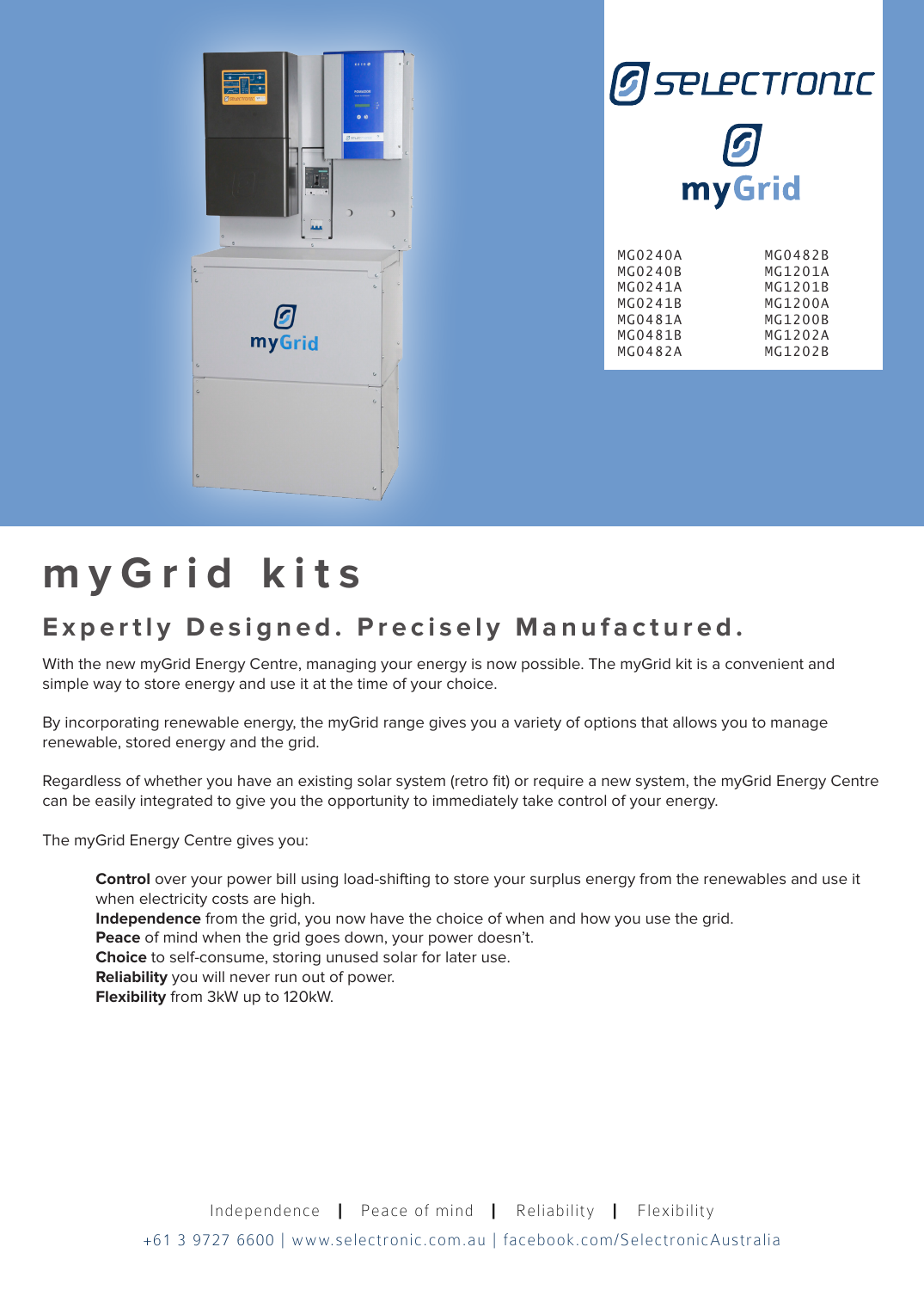SELECTRONIC

myGrid

| | |
|---|---|
| MG0240A | MG0482B |
| MG0240B | MG1201A |
| MG0241A | MG1201B |
| MG0241B | MG1200A |
| MG0481A | MG1200B |
| MG0481B | MG1202A |
| MG0482A | MG1202B |

# myGrid kits

## Expertly Designed. Precisely Manufactured.

With the new myGrid Energy Centre, managing your energy is now possible. The myGrid kit is a convenient and simple way to store energy and use it at the time of your choice.

By incorporating renewable energy, the myGrid range gives you a variety of options that allows you to manage renewable, stored energy and the grid.

Regardless of whether you have an existing solar system (retro fit) or require a new system, the myGrid Energy Centre can be easily integrated to give you the opportunity to immediately take control of your energy.

The myGrid Energy Centre gives you:

**Control** over your power bill using load-shifting to store your surplus energy from the renewables and use it when electricity costs are high.
**Independence** from the grid, you now have the choice of when and how you use the grid.
**Peace** of mind when the grid goes down, your power doesn't.
**Choice** to self-consume, storing unused solar for later use.
**Reliability** you will never run out of power.
**Flexibility** from 3kW up to 120kW.

Independence | Peace of mind | Reliability | Flexibility

+61 3 9727 6600 | www.selectronic.com.au | facebook.com/SelectronicAustralia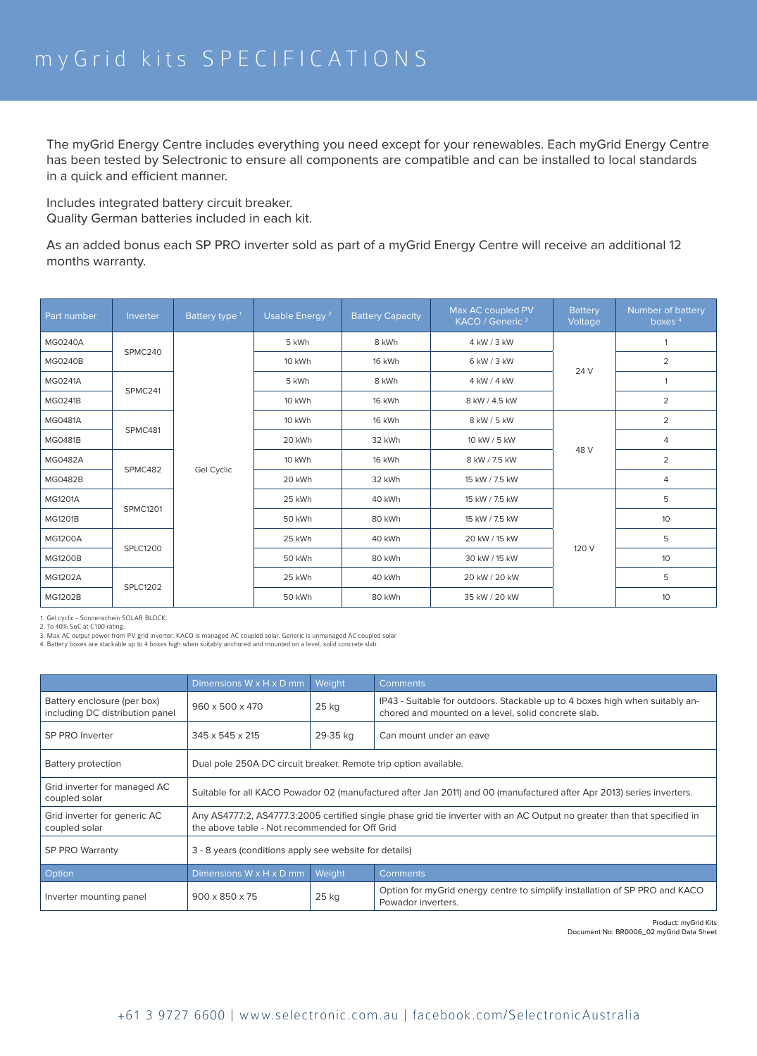# myGrid kits SPECIFICATIONS

The myGrid Energy Centre includes everything you need except for your renewables. Each myGrid Energy Centre has been tested by Selectronic to ensure all components are compatible and can be installed to local standards in a quick and efficient manner.

Includes integrated battery circuit breaker.
Quality German batteries included in each kit.

As an added bonus each SP PRO inverter sold as part of a myGrid Energy Centre will receive an additional 12 months warranty.

| Part number | Inverter | Battery type [1] | Usable Energy [2] | Battery Capacity | Max AC coupled PV KACO / Generic [3] | Battery Voltage | Number of battery boxes [4] |
|---|---|---|---|---|---|---|---|
| MG0240A | SPMC240 | Gel Cyclic | 5 kWh | 8 kWh | 4 kW / 3 kW | 24 V | 1 |
| MG0240B | | | 10 kWh | 16 kWh | 6 kW / 3 kW | | 2 |
| MG0241A | SPMC241 | | 5 kWh | 8 kWh | 4 kW / 4 kW | | 1 |
| MG0241B | | | 10 kWh | 16 kWh | 8 kW / 4.5 kW | | 2 |
| MG0481A | SPMC481 | | 10 kWh | 16 kWh | 8 kW / 5 kW | 48 V | 2 |
| MG0481B | | | 20 kWh | 32 kWh | 10 kW / 5 kW | | 4 |
| MG0482A | SPMC482 | | 10 kWh | 16 kWh | 8 kW / 7.5 kW | | 2 |
| MG0482B | | | 20 kWh | 32 kWh | 15 kW / 7.5 kW | | 4 |
| MG1201A | SPMC1201 | | 25 kWh | 40 kWh | 15 kW / 7.5 kW | 120 V | 5 |
| MG1201B | | | 50 kWh | 80 kWh | 15 kW / 7.5 kW | | 10 |
| MG1200A | SPLC1200 | | 25 kWh | 40 kWh | 20 kW / 15 kW | | 5 |
| MG1200B | | | 50 kWh | 80 kWh | 30 kW / 15 kW | | 10 |
| MG1202A | SPLC1202 | | 25 kWh | 40 kWh | 20 kW / 20 kW | | 5 |
| MG1202B | | | 50 kWh | 80 kWh | 35 kW / 20 kW | | 10 |

1. Gel cyclic - Sonnenschein SOLAR BLOCK.
2. To 40% SoC at C100 rating.
3. Max AC output power from PV grid inverter. KACO is managed AC coupled solar. Generic is unmanaged AC coupled solar
4. Battery boxes are stackable up to 4 boxes high when suitably anchored and mounted on a level, solid concrete slab.

| | Dimensions W x H x D mm | Weight | Comments |
|---|---|---|---|
| Battery enclosure (per box) including DC distribution panel | 960 x 500 x 470 | 25 kg | IP43 - Suitable for outdoors. Stackable up to 4 boxes high when suitably anchored and mounted on a level, solid concrete slab. |
| SP PRO Inverter | 345 x 545 x 215 | 29-35 kg | Can mount under an eave |
| Battery protection | Dual pole 250A DC circuit breaker. Remote trip option available. | | |
| Grid inverter for managed AC coupled solar | Suitable for all KACO Powador 02 (manufactured after Jan 2011) and 00 (manufactured after Apr 2013) series inverters. | | |
| Grid inverter for generic AC coupled solar | Any AS4777:2, AS4777.3:2005 certified single phase grid tie inverter with an AC Output no greater than that specified in the above table - Not recommended for Off Grid | | |
| SP PRO Warranty | 3 - 8 years (conditions apply see website for details) | | |
| **Option** | **Dimensions W x H x D mm** | **Weight** | **Comments** |
| Inverter mounting panel | 900 x 850 x 75 | 25 kg | Option for myGrid energy centre to simplify installation of SP PRO and KACO Powador inverters. |

Product: myGrid Kits
Document No: BR0006_02 myGrid Data Sheet

+61 3 9727 6600 | www.selectronic.com.au | facebook.com/SelectronicAustralia